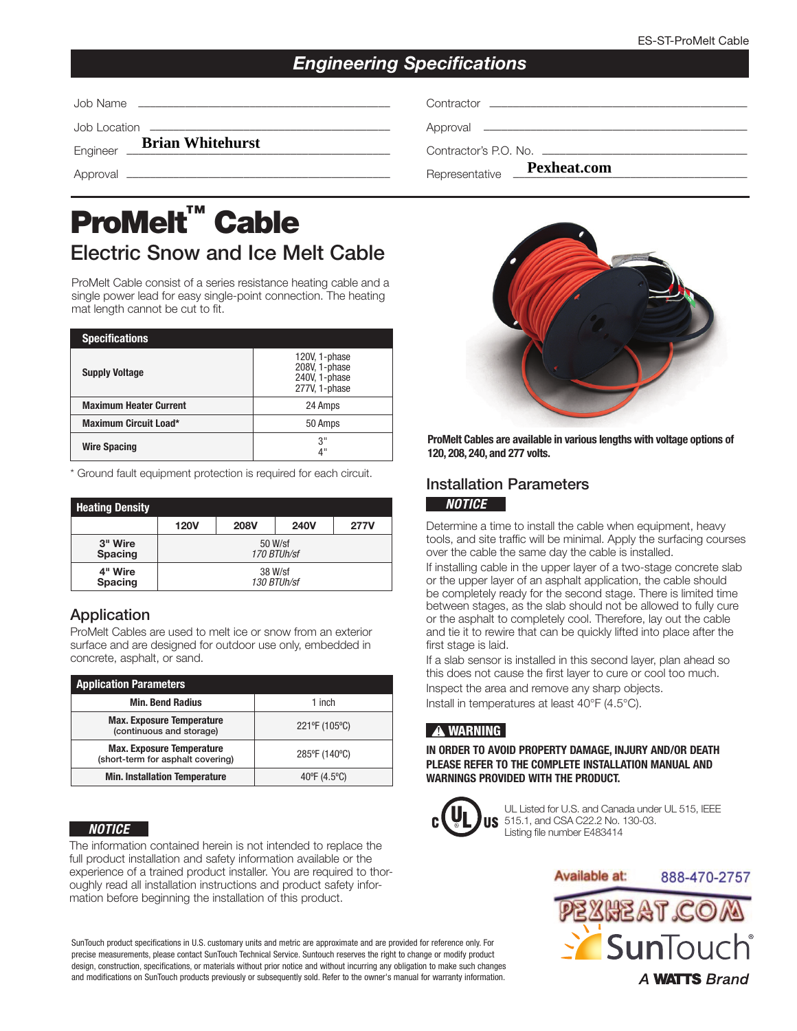ES-ST-ProMelt Cable

# Engineering Specifications

Job Name ______________________

Job Location ______________________

Engineer **Brian Whitehurst**

Approval ______________________

Contractor ______________________

Approval ______________________

Contractor's P.O. No. ______________________

Representative **Pexheat.com**

# ProMelt™ Cable

## Electric Snow and Ice Melt Cable

ProMelt Cable consist of a series resistance heating cable and a single power lead for easy single-point connection. The heating mat length cannot be cut to fit.

| Specifications | |
|---|---|
| **Supply Voltage** | 120V, 1-phase<br>208V, 1-phase<br>240V, 1-phase<br>277V, 1-phase |
| **Maximum Heater Current** | 24 Amps |
| **Maximum Circuit Load*** | 50 Amps |
| **Wire Spacing** | 3"<br>4" |

\* Ground fault equipment protection is required for each circuit.

| Heating Density | 120V | 208V | 240V | 277V |
|---|---|---|---|---|
| **3" Wire Spacing** | 50 W/sf<br>*170 BTUh/sf* | | | |
| **4" Wire Spacing** | 38 W/sf<br>*130 BTUh/sf* | | | |

## Application

ProMelt Cables are used to melt ice or snow from an exterior surface and are designed for outdoor use only, embedded in concrete, asphalt, or sand.

| Application Parameters | |
|---|---|
| **Min. Bend Radius** | 1 inch |
| **Max. Exposure Temperature** (continuous and storage) | 221ºF (105ºC) |
| **Max. Exposure Temperature** (short-term for asphalt covering) | 285ºF (140ºC) |
| **Min. Installation Temperature** | 40ºF (4.5ºC) |

***NOTICE***

The information contained herein is not intended to replace the full product installation and safety information available or the experience of a trained product installer. You are required to thoroughly read all installation instructions and product safety information before beginning the installation of this product.

**ProMelt Cables are available in various lengths with voltage options of 120, 208, 240, and 277 volts.**

## Installation Parameters

***NOTICE***

Determine a time to install the cable when equipment, heavy tools, and site traffic will be minimal. Apply the surfacing courses over the cable the same day the cable is installed.

If installing cable in the upper layer of a two-stage concrete slab or the upper layer of an asphalt application, the cable should be completely ready for the second stage. There is limited time between stages, as the slab should not be allowed to fully cure or the asphalt to completely cool. Therefore, lay out the cable and tie it to rewire that can be quickly lifted into place after the first stage is laid.

If a slab sensor is installed in this second layer, plan ahead so this does not cause the first layer to cure or cool too much.

Inspect the area and remove any sharp objects.

Install in temperatures at least 40°F (4.5°C).

**⚠ WARNING**

**IN ORDER TO AVOID PROPERTY DAMAGE, INJURY AND/OR DEATH PLEASE REFER TO THE COMPLETE INSTALLATION MANUAL AND WARNINGS PROVIDED WITH THE PRODUCT.**

UL Listed for U.S. and Canada under UL 515, IEEE 515.1, and CSA C22.2 No. 130-03. Listing file number E483414

Available at: 888-470-2757 PEXHEAT.COM

SunTouch® A WATTS Brand

SunTouch product specifications in U.S. customary units and metric are approximate and are provided for reference only. For precise measurements, please contact SunTouch Technical Service. Suntouch reserves the right to change or modify product design, construction, specifications, or materials without prior notice and without incurring any obligation to make such changes and modifications on SunTouch products previously or subsequently sold. Refer to the owner's manual for warranty information.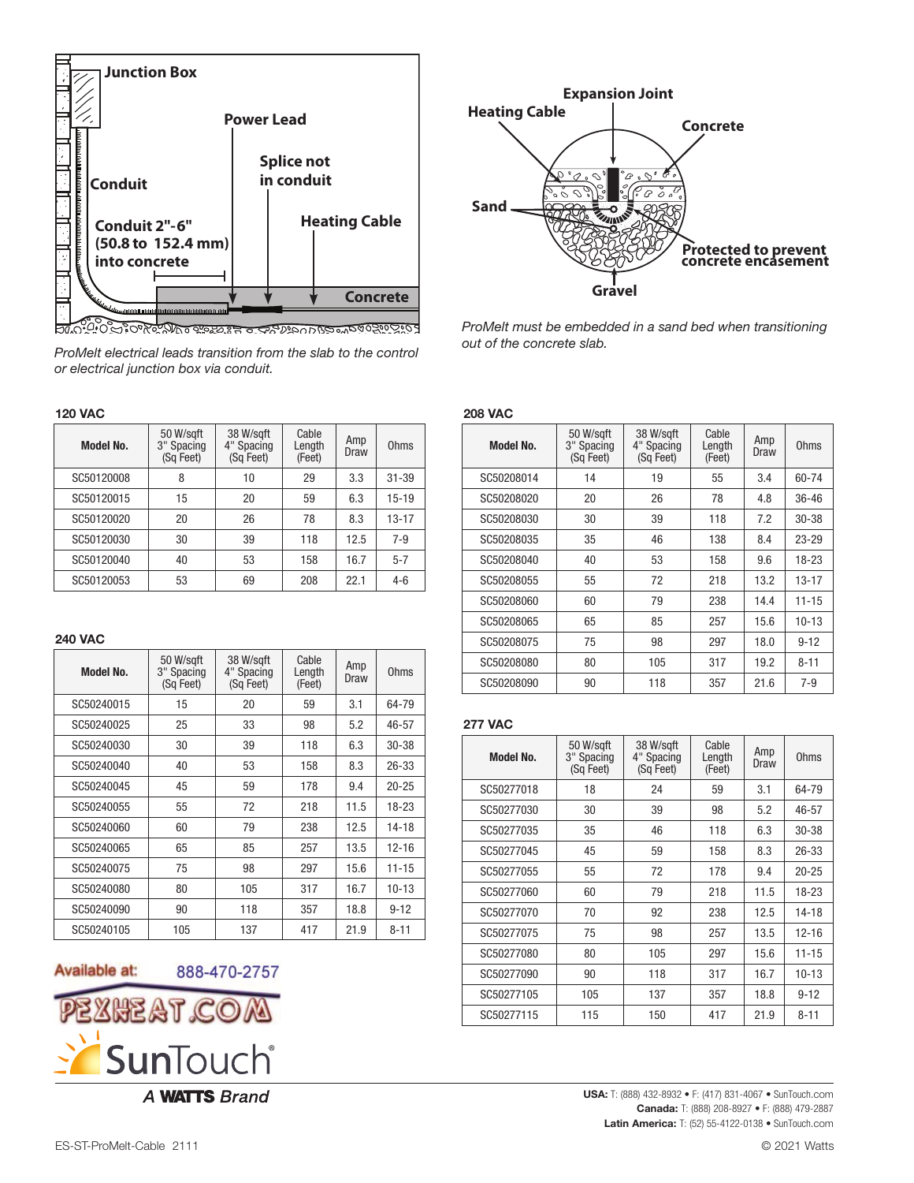Junction Box

Power Lead

Splice not in conduit

Conduit

Heating Cable

Conduit 2"-6" (50.8 to 152.4 mm) into concrete

Concrete

*ProMelt electrical leads transition from the slab to the control or electrical junction box via conduit.*

Expansion Joint

Heating Cable

Concrete

Sand

Protected to prevent concrete encasement

Gravel

*ProMelt must be embedded in a sand bed when transitioning out of the concrete slab.*

### 120 VAC

| Model No. | 50 W/sqft 3" Spacing (Sq Feet) | 38 W/sqft 4" Spacing (Sq Feet) | Cable Length (Feet) | Amp Draw | Ohms |
|---|---|---|---|---|---|
| SC50120008 | 8 | 10 | 29 | 3.3 | 31-39 |
| SC50120015 | 15 | 20 | 59 | 6.3 | 15-19 |
| SC50120020 | 20 | 26 | 78 | 8.3 | 13-17 |
| SC50120030 | 30 | 39 | 118 | 12.5 | 7-9 |
| SC50120040 | 40 | 53 | 158 | 16.7 | 5-7 |
| SC50120053 | 53 | 69 | 208 | 22.1 | 4-6 |

### 240 VAC

| Model No. | 50 W/sqft 3" Spacing (Sq Feet) | 38 W/sqft 4" Spacing (Sq Feet) | Cable Length (Feet) | Amp Draw | Ohms |
|---|---|---|---|---|---|
| SC50240015 | 15 | 20 | 59 | 3.1 | 64-79 |
| SC50240025 | 25 | 33 | 98 | 5.2 | 46-57 |
| SC50240030 | 30 | 39 | 118 | 6.3 | 30-38 |
| SC50240040 | 40 | 53 | 158 | 8.3 | 26-33 |
| SC50240045 | 45 | 59 | 178 | 9.4 | 20-25 |
| SC50240055 | 55 | 72 | 218 | 11.5 | 18-23 |
| SC50240060 | 60 | 79 | 238 | 12.5 | 14-18 |
| SC50240065 | 65 | 85 | 257 | 13.5 | 12-16 |
| SC50240075 | 75 | 98 | 297 | 15.6 | 11-15 |
| SC50240080 | 80 | 105 | 317 | 16.7 | 10-13 |
| SC50240090 | 90 | 118 | 357 | 18.8 | 9-12 |
| SC50240105 | 105 | 137 | 417 | 21.9 | 8-11 |

### 208 VAC

| Model No. | 50 W/sqft 3" Spacing (Sq Feet) | 38 W/sqft 4" Spacing (Sq Feet) | Cable Length (Feet) | Amp Draw | Ohms |
|---|---|---|---|---|---|
| SC50208014 | 14 | 19 | 55 | 3.4 | 60-74 |
| SC50208020 | 20 | 26 | 78 | 4.8 | 36-46 |
| SC50208030 | 30 | 39 | 118 | 7.2 | 30-38 |
| SC50208035 | 35 | 46 | 138 | 8.4 | 23-29 |
| SC50208040 | 40 | 53 | 158 | 9.6 | 18-23 |
| SC50208055 | 55 | 72 | 218 | 13.2 | 13-17 |
| SC50208060 | 60 | 79 | 238 | 14.4 | 11-15 |
| SC50208065 | 65 | 85 | 257 | 15.6 | 10-13 |
| SC50208075 | 75 | 98 | 297 | 18.0 | 9-12 |
| SC50208080 | 80 | 105 | 317 | 19.2 | 8-11 |
| SC50208090 | 90 | 118 | 357 | 21.6 | 7-9 |

### 277 VAC

| Model No. | 50 W/sqft 3" Spacing (Sq Feet) | 38 W/sqft 4" Spacing (Sq Feet) | Cable Length (Feet) | Amp Draw | Ohms |
|---|---|---|---|---|---|
| SC50277018 | 18 | 24 | 59 | 3.1 | 64-79 |
| SC50277030 | 30 | 39 | 98 | 5.2 | 46-57 |
| SC50277035 | 35 | 46 | 118 | 6.3 | 30-38 |
| SC50277045 | 45 | 59 | 158 | 8.3 | 26-33 |
| SC50277055 | 55 | 72 | 178 | 9.4 | 20-25 |
| SC50277060 | 60 | 79 | 218 | 11.5 | 18-23 |
| SC50277070 | 70 | 92 | 238 | 12.5 | 14-18 |
| SC50277075 | 75 | 98 | 257 | 13.5 | 12-16 |
| SC50277080 | 80 | 105 | 297 | 15.6 | 11-15 |
| SC50277090 | 90 | 118 | 317 | 16.7 | 10-13 |
| SC50277105 | 105 | 137 | 357 | 18.8 | 9-12 |
| SC50277115 | 115 | 150 | 417 | 21.9 | 8-11 |

Available at: 888-470-2757

PEXHEAT.COM

SunTouch®

*A* **WATTS** *Brand*

**USA:** T: (888) 432-8932 • F: (417) 831-4067 • SunTouch.com
**Canada:** T: (888) 208-8927 • F: (888) 479-2887
**Latin America:** T: (52) 55-4122-0138 • SunTouch.com

ES-ST-ProMelt-Cable 2111

© 2021 Watts